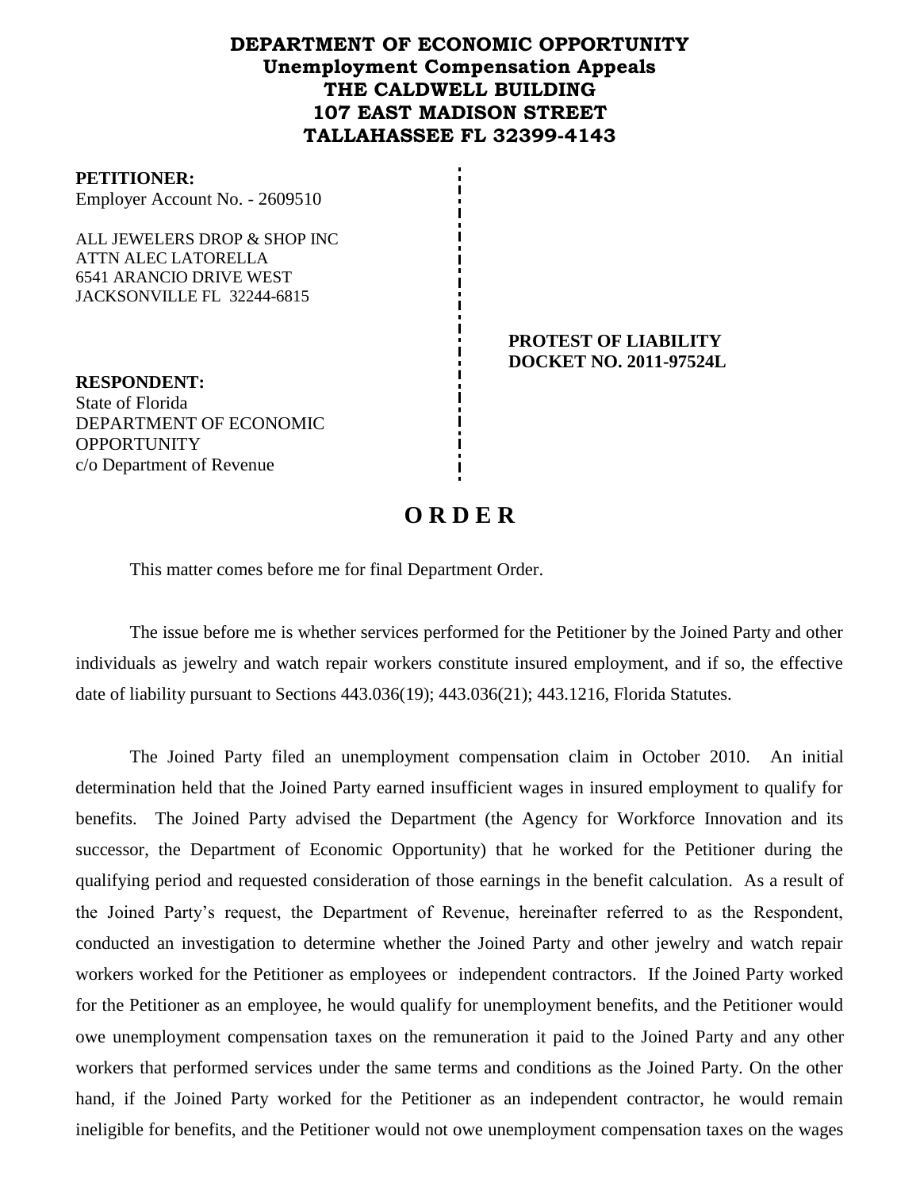**DEPARTMENT OF ECONOMIC OPPORTUNITY**
**Unemployment Compensation Appeals**
**THE CALDWELL BUILDING**
**107 EAST MADISON STREET**
**TALLAHASSEE FL 32399-4143**

**PETITIONER:**
Employer Account No. - 2609510

ALL JEWELERS DROP & SHOP INC
ATTN ALEC LATORELLA
6541 ARANCIO DRIVE WEST
JACKSONVILLE FL 32244-6815

**PROTEST OF LIABILITY**
**DOCKET NO. 2011-97524L**

**RESPONDENT:**
State of Florida
DEPARTMENT OF ECONOMIC OPPORTUNITY
c/o Department of Revenue

# O R D E R

This matter comes before me for final Department Order.

The issue before me is whether services performed for the Petitioner by the Joined Party and other individuals as jewelry and watch repair workers constitute insured employment, and if so, the effective date of liability pursuant to Sections 443.036(19); 443.036(21); 443.1216, Florida Statutes.

The Joined Party filed an unemployment compensation claim in October 2010. An initial determination held that the Joined Party earned insufficient wages in insured employment to qualify for benefits. The Joined Party advised the Department (the Agency for Workforce Innovation and its successor, the Department of Economic Opportunity) that he worked for the Petitioner during the qualifying period and requested consideration of those earnings in the benefit calculation. As a result of the Joined Party's request, the Department of Revenue, hereinafter referred to as the Respondent, conducted an investigation to determine whether the Joined Party and other jewelry and watch repair workers worked for the Petitioner as employees or independent contractors. If the Joined Party worked for the Petitioner as an employee, he would qualify for unemployment benefits, and the Petitioner would owe unemployment compensation taxes on the remuneration it paid to the Joined Party and any other workers that performed services under the same terms and conditions as the Joined Party. On the other hand, if the Joined Party worked for the Petitioner as an independent contractor, he would remain ineligible for benefits, and the Petitioner would not owe unemployment compensation taxes on the wages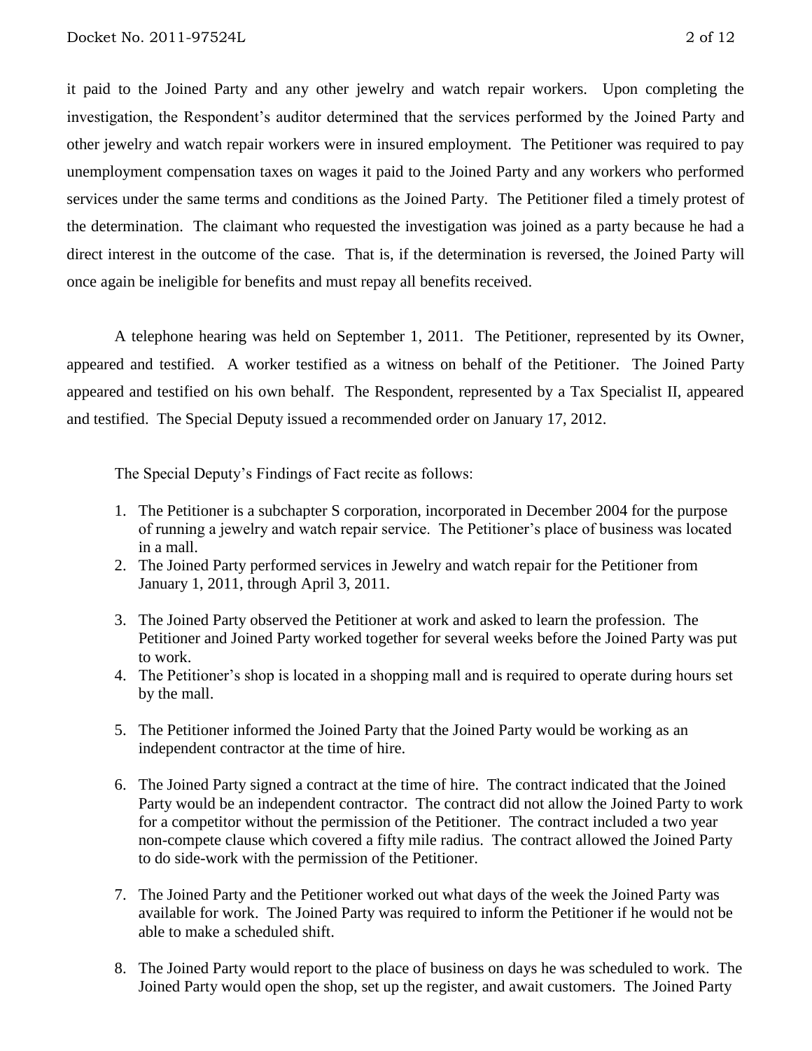it paid to the Joined Party and any other jewelry and watch repair workers. Upon completing the investigation, the Respondent's auditor determined that the services performed by the Joined Party and other jewelry and watch repair workers were in insured employment. The Petitioner was required to pay unemployment compensation taxes on wages it paid to the Joined Party and any workers who performed services under the same terms and conditions as the Joined Party. The Petitioner filed a timely protest of the determination. The claimant who requested the investigation was joined as a party because he had a direct interest in the outcome of the case. That is, if the determination is reversed, the Joined Party will once again be ineligible for benefits and must repay all benefits received.

A telephone hearing was held on September 1, 2011. The Petitioner, represented by its Owner, appeared and testified. A worker testified as a witness on behalf of the Petitioner. The Joined Party appeared and testified on his own behalf. The Respondent, represented by a Tax Specialist II, appeared and testified. The Special Deputy issued a recommended order on January 17, 2012.

The Special Deputy's Findings of Fact recite as follows:

1. The Petitioner is a subchapter S corporation, incorporated in December 2004 for the purpose of running a jewelry and watch repair service. The Petitioner's place of business was located in a mall.
2. The Joined Party performed services in Jewelry and watch repair for the Petitioner from January 1, 2011, through April 3, 2011.
3. The Joined Party observed the Petitioner at work and asked to learn the profession. The Petitioner and Joined Party worked together for several weeks before the Joined Party was put to work.
4. The Petitioner's shop is located in a shopping mall and is required to operate during hours set by the mall.
5. The Petitioner informed the Joined Party that the Joined Party would be working as an independent contractor at the time of hire.
6. The Joined Party signed a contract at the time of hire. The contract indicated that the Joined Party would be an independent contractor. The contract did not allow the Joined Party to work for a competitor without the permission of the Petitioner. The contract included a two year non-compete clause which covered a fifty mile radius. The contract allowed the Joined Party to do side-work with the permission of the Petitioner.
7. The Joined Party and the Petitioner worked out what days of the week the Joined Party was available for work. The Joined Party was required to inform the Petitioner if he would not be able to make a scheduled shift.
8. The Joined Party would report to the place of business on days he was scheduled to work. The Joined Party would open the shop, set up the register, and await customers. The Joined Party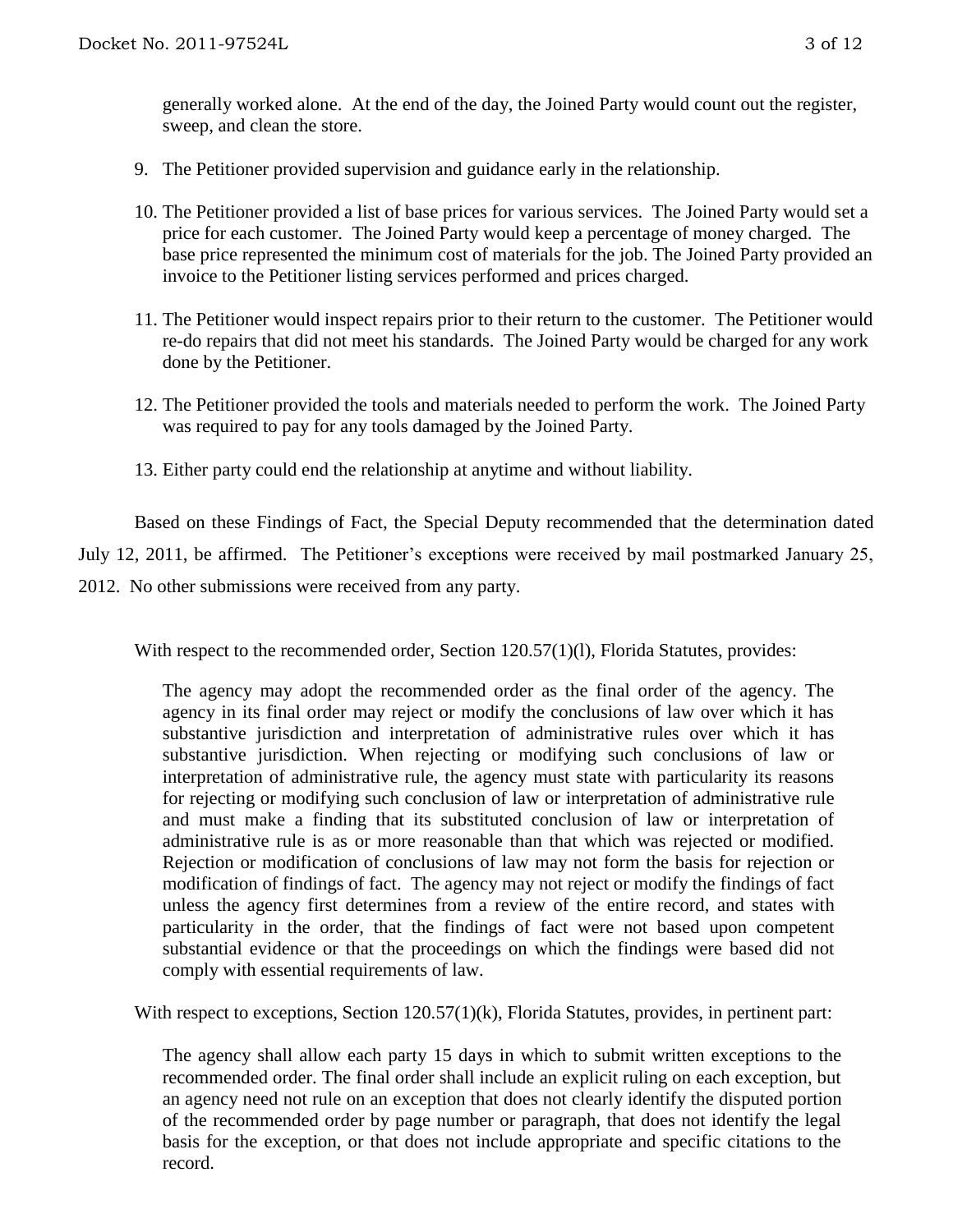generally worked alone. At the end of the day, the Joined Party would count out the register, sweep, and clean the store.

9. The Petitioner provided supervision and guidance early in the relationship.

10. The Petitioner provided a list of base prices for various services. The Joined Party would set a price for each customer. The Joined Party would keep a percentage of money charged. The base price represented the minimum cost of materials for the job. The Joined Party provided an invoice to the Petitioner listing services performed and prices charged.

11. The Petitioner would inspect repairs prior to their return to the customer. The Petitioner would re-do repairs that did not meet his standards. The Joined Party would be charged for any work done by the Petitioner.

12. The Petitioner provided the tools and materials needed to perform the work. The Joined Party was required to pay for any tools damaged by the Joined Party.

13. Either party could end the relationship at anytime and without liability.

Based on these Findings of Fact, the Special Deputy recommended that the determination dated July 12, 2011, be affirmed. The Petitioner's exceptions were received by mail postmarked January 25, 2012. No other submissions were received from any party.

With respect to the recommended order, Section 120.57(1)(l), Florida Statutes, provides:

> The agency may adopt the recommended order as the final order of the agency. The agency in its final order may reject or modify the conclusions of law over which it has substantive jurisdiction and interpretation of administrative rules over which it has substantive jurisdiction. When rejecting or modifying such conclusions of law or interpretation of administrative rule, the agency must state with particularity its reasons for rejecting or modifying such conclusion of law or interpretation of administrative rule and must make a finding that its substituted conclusion of law or interpretation of administrative rule is as or more reasonable than that which was rejected or modified. Rejection or modification of conclusions of law may not form the basis for rejection or modification of findings of fact. The agency may not reject or modify the findings of fact unless the agency first determines from a review of the entire record, and states with particularity in the order, that the findings of fact were not based upon competent substantial evidence or that the proceedings on which the findings were based did not comply with essential requirements of law.

With respect to exceptions, Section 120.57(1)(k), Florida Statutes, provides, in pertinent part:

> The agency shall allow each party 15 days in which to submit written exceptions to the recommended order. The final order shall include an explicit ruling on each exception, but an agency need not rule on an exception that does not clearly identify the disputed portion of the recommended order by page number or paragraph, that does not identify the legal basis for the exception, or that does not include appropriate and specific citations to the record.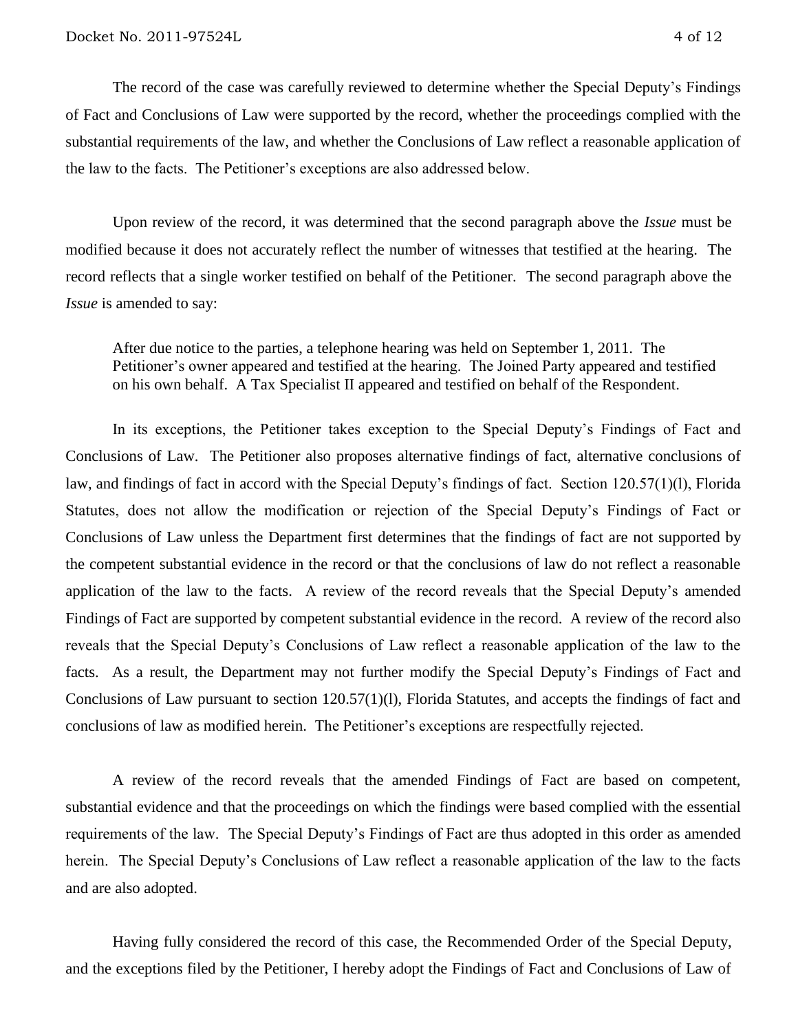The record of the case was carefully reviewed to determine whether the Special Deputy's Findings of Fact and Conclusions of Law were supported by the record, whether the proceedings complied with the substantial requirements of the law, and whether the Conclusions of Law reflect a reasonable application of the law to the facts. The Petitioner's exceptions are also addressed below.

Upon review of the record, it was determined that the second paragraph above the *Issue* must be modified because it does not accurately reflect the number of witnesses that testified at the hearing. The record reflects that a single worker testified on behalf of the Petitioner. The second paragraph above the *Issue* is amended to say:

> After due notice to the parties, a telephone hearing was held on September 1, 2011. The Petitioner's owner appeared and testified at the hearing. The Joined Party appeared and testified on his own behalf. A Tax Specialist II appeared and testified on behalf of the Respondent.

In its exceptions, the Petitioner takes exception to the Special Deputy's Findings of Fact and Conclusions of Law. The Petitioner also proposes alternative findings of fact, alternative conclusions of law, and findings of fact in accord with the Special Deputy's findings of fact. Section 120.57(1)(l), Florida Statutes, does not allow the modification or rejection of the Special Deputy's Findings of Fact or Conclusions of Law unless the Department first determines that the findings of fact are not supported by the competent substantial evidence in the record or that the conclusions of law do not reflect a reasonable application of the law to the facts. A review of the record reveals that the Special Deputy's amended Findings of Fact are supported by competent substantial evidence in the record. A review of the record also reveals that the Special Deputy's Conclusions of Law reflect a reasonable application of the law to the facts. As a result, the Department may not further modify the Special Deputy's Findings of Fact and Conclusions of Law pursuant to section 120.57(1)(l), Florida Statutes, and accepts the findings of fact and conclusions of law as modified herein. The Petitioner's exceptions are respectfully rejected.

A review of the record reveals that the amended Findings of Fact are based on competent, substantial evidence and that the proceedings on which the findings were based complied with the essential requirements of the law. The Special Deputy's Findings of Fact are thus adopted in this order as amended herein. The Special Deputy's Conclusions of Law reflect a reasonable application of the law to the facts and are also adopted.

Having fully considered the record of this case, the Recommended Order of the Special Deputy, and the exceptions filed by the Petitioner, I hereby adopt the Findings of Fact and Conclusions of Law of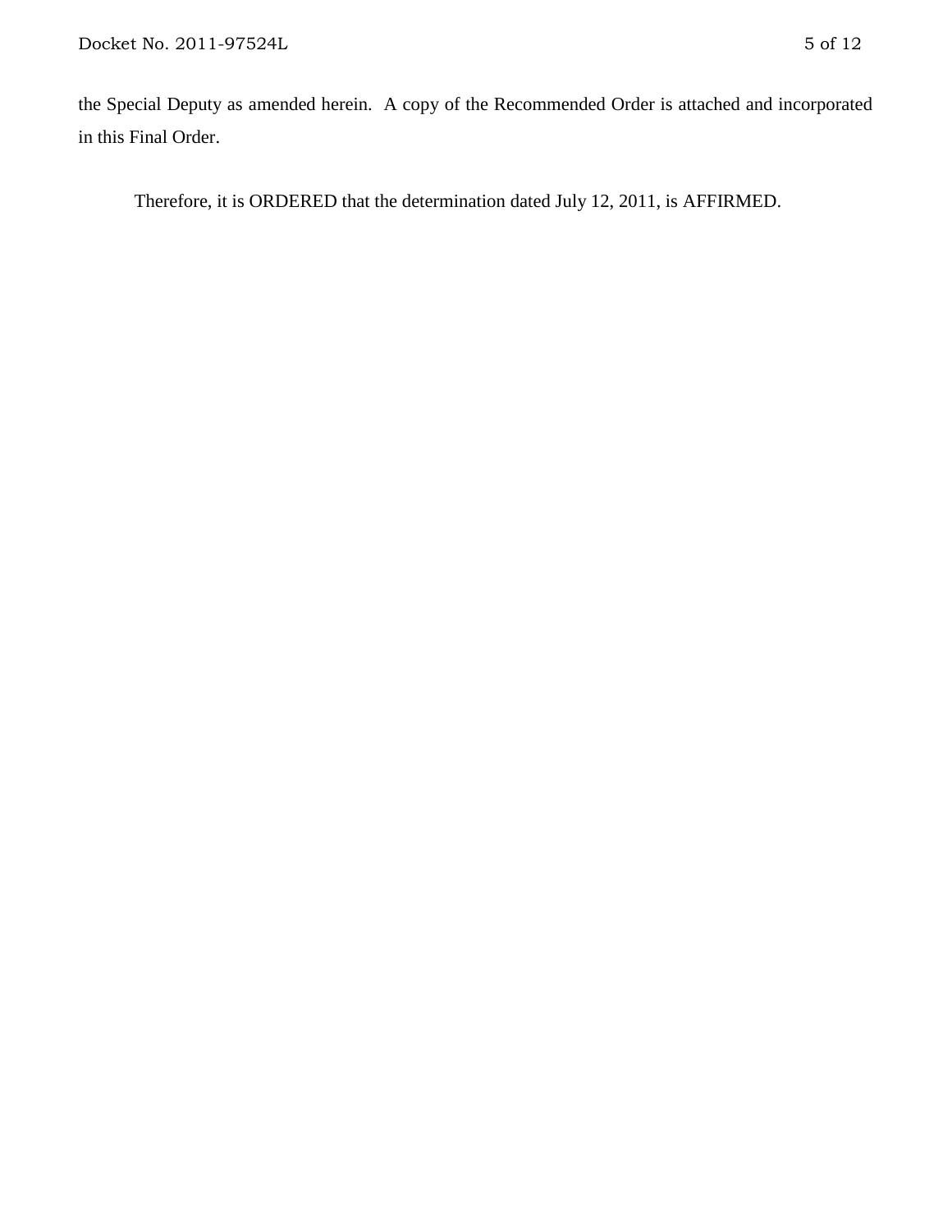the Special Deputy as amended herein. A copy of the Recommended Order is attached and incorporated in this Final Order.

Therefore, it is ORDERED that the determination dated July 12, 2011, is AFFIRMED.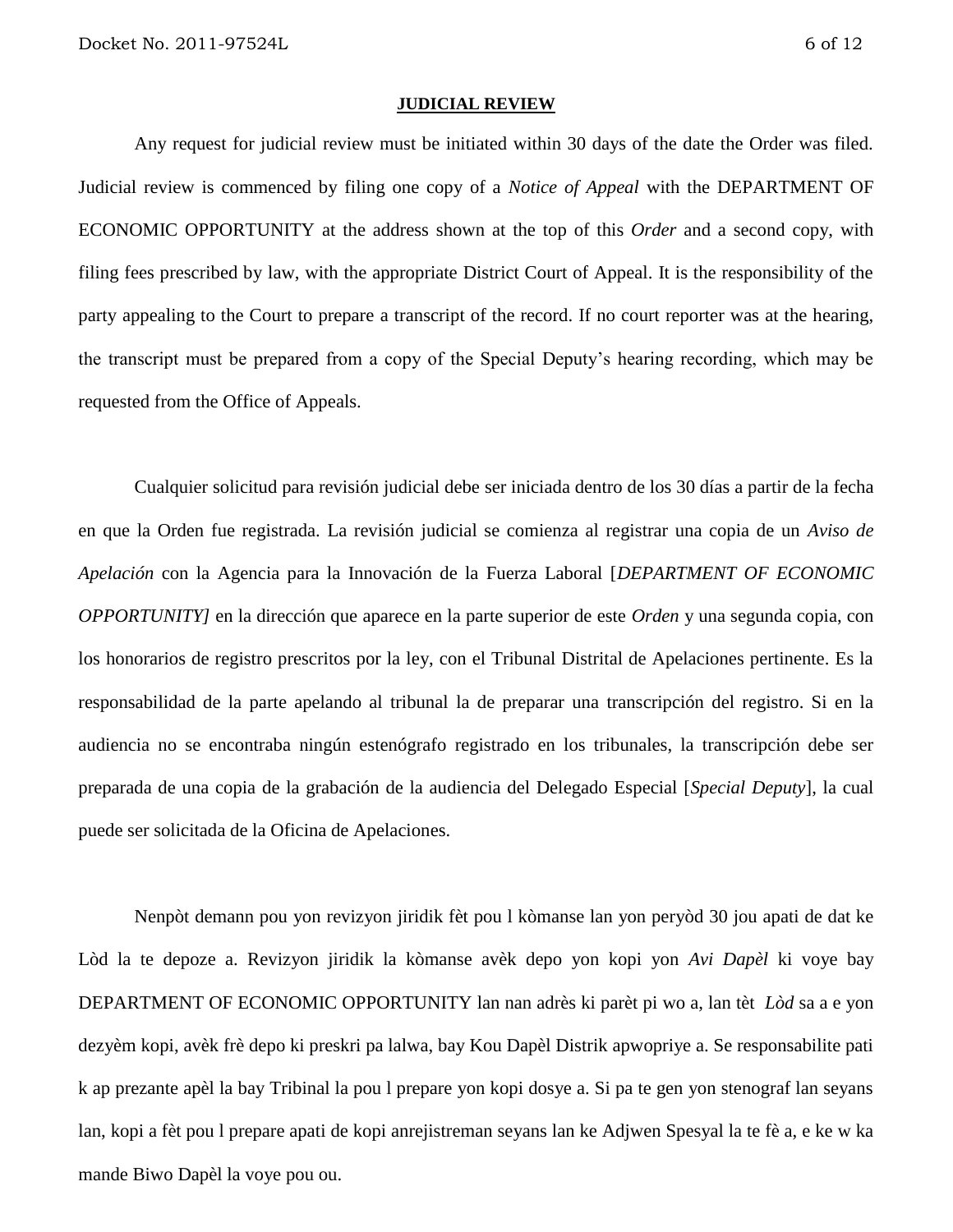**JUDICIAL REVIEW**

Any request for judicial review must be initiated within 30 days of the date the Order was filed. Judicial review is commenced by filing one copy of a *Notice of Appeal* with the DEPARTMENT OF ECONOMIC OPPORTUNITY at the address shown at the top of this *Order* and a second copy, with filing fees prescribed by law, with the appropriate District Court of Appeal. It is the responsibility of the party appealing to the Court to prepare a transcript of the record. If no court reporter was at the hearing, the transcript must be prepared from a copy of the Special Deputy's hearing recording, which may be requested from the Office of Appeals.

Cualquier solicitud para revisión judicial debe ser iniciada dentro de los 30 días a partir de la fecha en que la Orden fue registrada. La revisión judicial se comienza al registrar una copia de un *Aviso de Apelación* con la Agencia para la Innovación de la Fuerza Laboral [*DEPARTMENT OF ECONOMIC OPPORTUNITY]* en la dirección que aparece en la parte superior de este *Orden* y una segunda copia, con los honorarios de registro prescritos por la ley, con el Tribunal Distrital de Apelaciones pertinente. Es la responsabilidad de la parte apelando al tribunal la de preparar una transcripción del registro. Si en la audiencia no se encontraba ningún estenógrafo registrado en los tribunales, la transcripción debe ser preparada de una copia de la grabación de la audiencia del Delegado Especial [*Special Deputy*], la cual puede ser solicitada de la Oficina de Apelaciones.

Nenpòt demann pou yon revizyon jiridik fèt pou l kòmanse lan yon peryòd 30 jou apati de dat ke Lòd la te depoze a. Revizyon jiridik la kòmanse avèk depo yon kopi yon *Avi Dapèl* ki voye bay DEPARTMENT OF ECONOMIC OPPORTUNITY lan nan adrès ki parèt pi wo a, lan tèt *Lòd* sa a e yon dezyèm kopi, avèk frè depo ki preskri pa lalwa, bay Kou Dapèl Distrik apwopriye a. Se responsabilite pati k ap prezante apèl la bay Tribinal la pou l prepare yon kopi dosye a. Si pa te gen yon stenograf lan seyans lan, kopi a fèt pou l prepare apati de kopi anrejistreman seyans lan ke Adjwen Spesyal la te fè a, e ke w ka mande Biwo Dapèl la voye pou ou.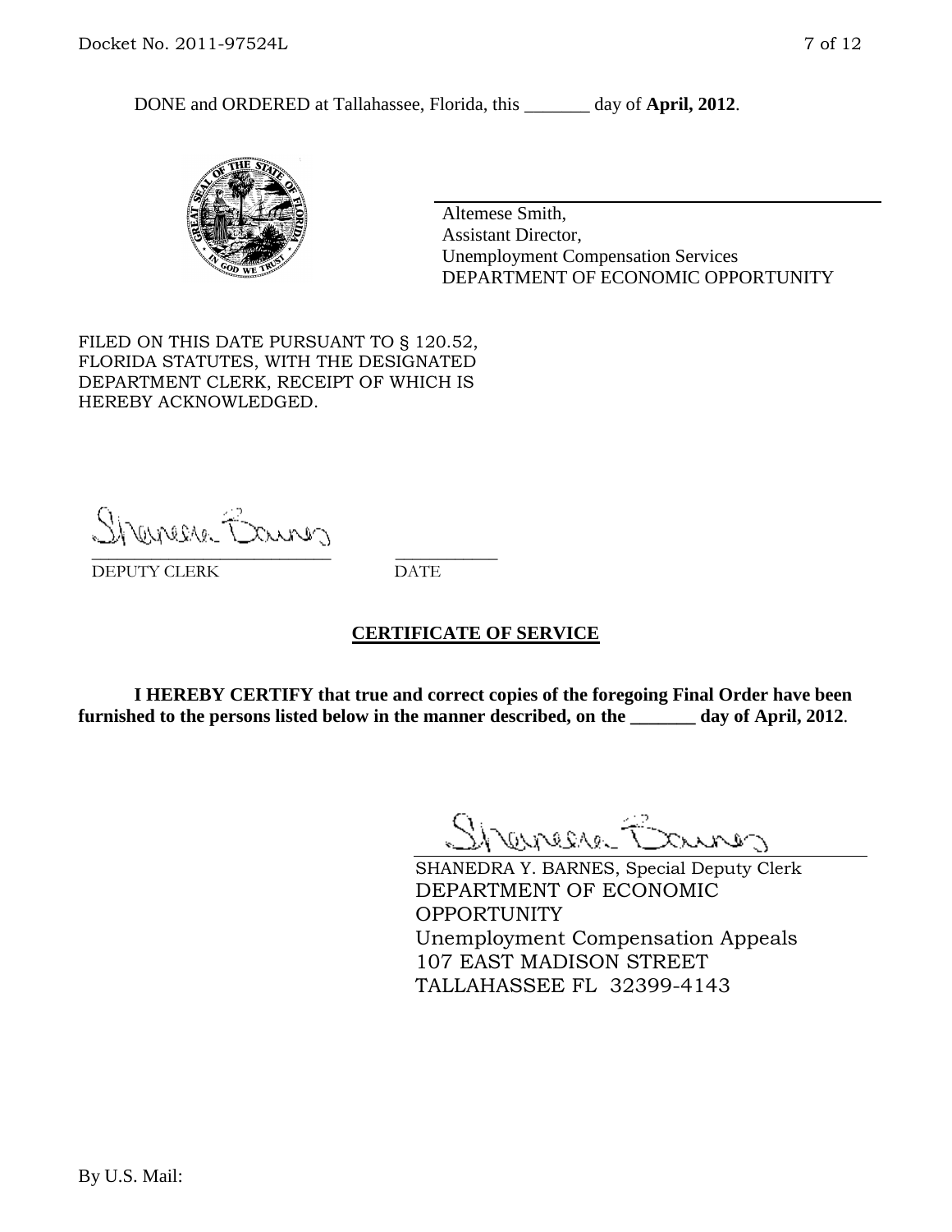DONE and ORDERED at Tallahassee, Florida, this _______ day of **April, 2012**.

Altemese Smith,
Assistant Director,
Unemployment Compensation Services
DEPARTMENT OF ECONOMIC OPPORTUNITY

FILED ON THIS DATE PURSUANT TO § 120.52, FLORIDA STATUTES, WITH THE DESIGNATED DEPARTMENT CLERK, RECEIPT OF WHICH IS HEREBY ACKNOWLEDGED.

___________________________ ___________
DEPUTY CLERK DATE

## CERTIFICATE OF SERVICE

**I HEREBY CERTIFY that true and correct copies of the foregoing Final Order have been furnished to the persons listed below in the manner described, on the _______ day of April, 2012**.

SHANEDRA Y. BARNES, Special Deputy Clerk
DEPARTMENT OF ECONOMIC OPPORTUNITY
Unemployment Compensation Appeals
107 EAST MADISON STREET
TALLAHASSEE FL 32399-4143

By U.S. Mail: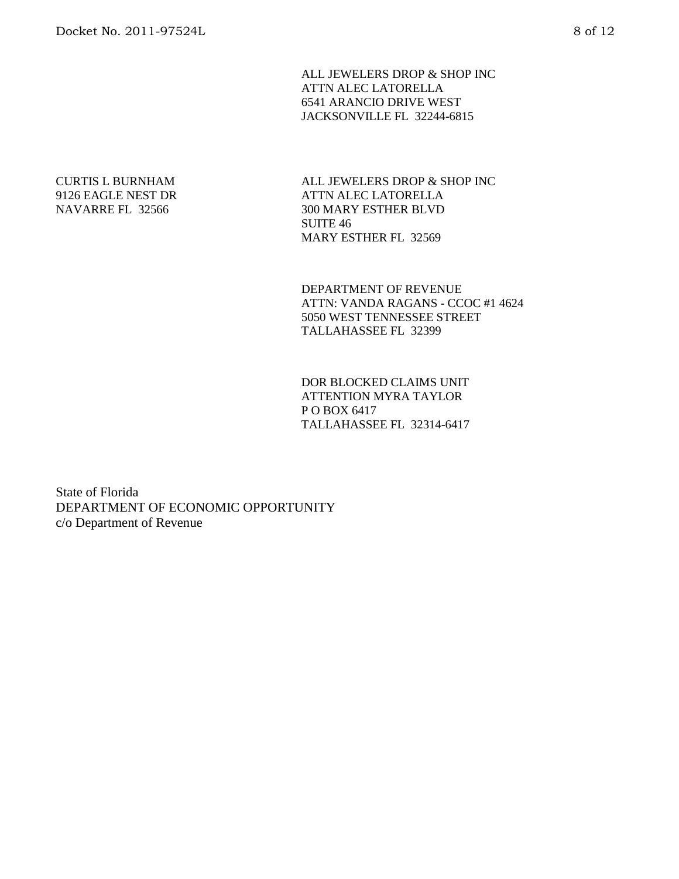ALL JEWELERS DROP & SHOP INC
ATTN ALEC LATORELLA
6541 ARANCIO DRIVE WEST
JACKSONVILLE FL 32244-6815

CURTIS L BURNHAM
9126 EAGLE NEST DR
NAVARRE FL 32566

ALL JEWELERS DROP & SHOP INC
ATTN ALEC LATORELLA
300 MARY ESTHER BLVD
SUITE 46
MARY ESTHER FL 32569

DEPARTMENT OF REVENUE
ATTN: VANDA RAGANS - CCOC #1 4624
5050 WEST TENNESSEE STREET
TALLAHASSEE FL 32399

DOR BLOCKED CLAIMS UNIT
ATTENTION MYRA TAYLOR
P O BOX 6417
TALLAHASSEE FL 32314-6417

State of Florida
DEPARTMENT OF ECONOMIC OPPORTUNITY
c/o Department of Revenue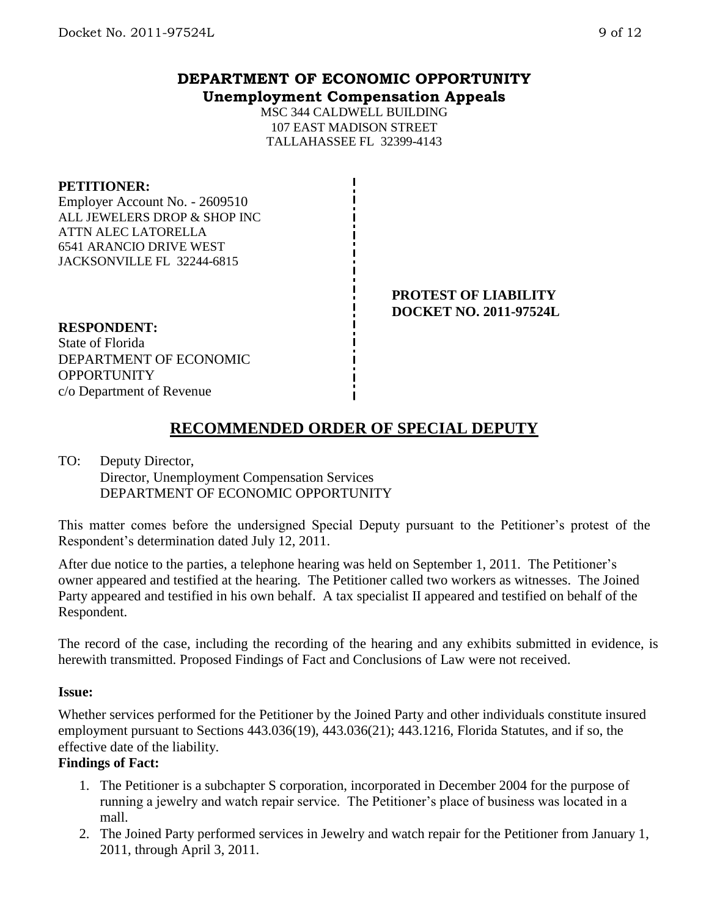# DEPARTMENT OF ECONOMIC OPPORTUNITY

## Unemployment Compensation Appeals

MSC 344 CALDWELL BUILDING
107 EAST MADISON STREET
TALLAHASSEE FL 32399-4143

**PETITIONER:**
Employer Account No. - 2609510
ALL JEWELERS DROP & SHOP INC
ATTN ALEC LATORELLA
6541 ARANCIO DRIVE WEST
JACKSONVILLE FL 32244-6815

**PROTEST OF LIABILITY**
**DOCKET NO. 2011-97524L**

**RESPONDENT:**
State of Florida
DEPARTMENT OF ECONOMIC OPPORTUNITY
c/o Department of Revenue

## RECOMMENDED ORDER OF SPECIAL DEPUTY

TO: Deputy Director,
Director, Unemployment Compensation Services
DEPARTMENT OF ECONOMIC OPPORTUNITY

This matter comes before the undersigned Special Deputy pursuant to the Petitioner's protest of the Respondent's determination dated July 12, 2011.

After due notice to the parties, a telephone hearing was held on September 1, 2011. The Petitioner's owner appeared and testified at the hearing. The Petitioner called two workers as witnesses. The Joined Party appeared and testified in his own behalf. A tax specialist II appeared and testified on behalf of the Respondent.

The record of the case, including the recording of the hearing and any exhibits submitted in evidence, is herewith transmitted. Proposed Findings of Fact and Conclusions of Law were not received.

**Issue:**

Whether services performed for the Petitioner by the Joined Party and other individuals constitute insured employment pursuant to Sections 443.036(19), 443.036(21); 443.1216, Florida Statutes, and if so, the effective date of the liability.

**Findings of Fact:**

1. The Petitioner is a subchapter S corporation, incorporated in December 2004 for the purpose of running a jewelry and watch repair service. The Petitioner's place of business was located in a mall.
2. The Joined Party performed services in Jewelry and watch repair for the Petitioner from January 1, 2011, through April 3, 2011.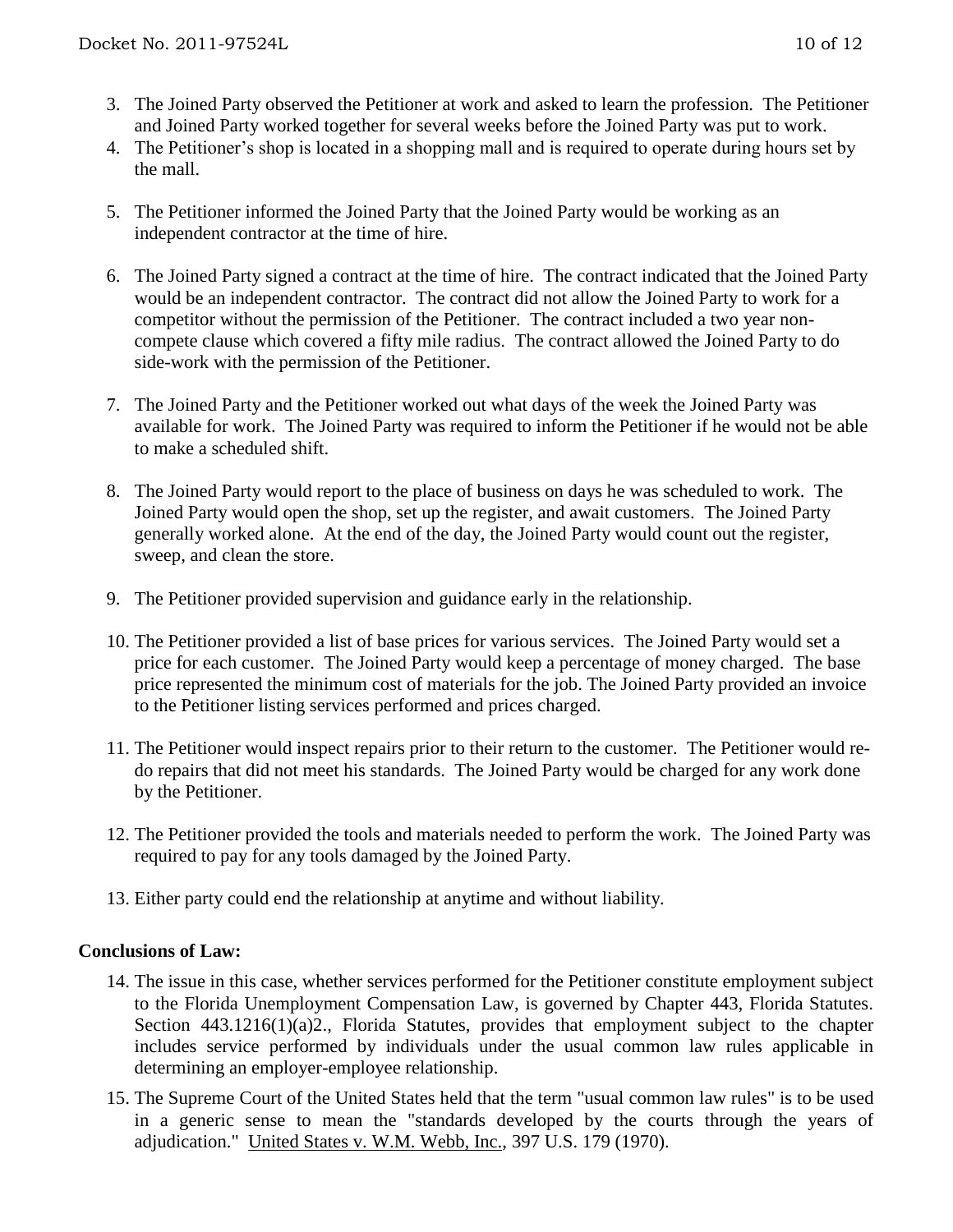3. The Joined Party observed the Petitioner at work and asked to learn the profession. The Petitioner and Joined Party worked together for several weeks before the Joined Party was put to work.
4. The Petitioner's shop is located in a shopping mall and is required to operate during hours set by the mall.
5. The Petitioner informed the Joined Party that the Joined Party would be working as an independent contractor at the time of hire.
6. The Joined Party signed a contract at the time of hire. The contract indicated that the Joined Party would be an independent contractor. The contract did not allow the Joined Party to work for a competitor without the permission of the Petitioner. The contract included a two year non-compete clause which covered a fifty mile radius. The contract allowed the Joined Party to do side-work with the permission of the Petitioner.
7. The Joined Party and the Petitioner worked out what days of the week the Joined Party was available for work. The Joined Party was required to inform the Petitioner if he would not be able to make a scheduled shift.
8. The Joined Party would report to the place of business on days he was scheduled to work. The Joined Party would open the shop, set up the register, and await customers. The Joined Party generally worked alone. At the end of the day, the Joined Party would count out the register, sweep, and clean the store.
9. The Petitioner provided supervision and guidance early in the relationship.
10. The Petitioner provided a list of base prices for various services. The Joined Party would set a price for each customer. The Joined Party would keep a percentage of money charged. The base price represented the minimum cost of materials for the job. The Joined Party provided an invoice to the Petitioner listing services performed and prices charged.
11. The Petitioner would inspect repairs prior to their return to the customer. The Petitioner would re-do repairs that did not meet his standards. The Joined Party would be charged for any work done by the Petitioner.
12. The Petitioner provided the tools and materials needed to perform the work. The Joined Party was required to pay for any tools damaged by the Joined Party.
13. Either party could end the relationship at anytime and without liability.

## Conclusions of Law:

14. The issue in this case, whether services performed for the Petitioner constitute employment subject to the Florida Unemployment Compensation Law, is governed by Chapter 443, Florida Statutes. Section 443.1216(1)(a)2., Florida Statutes, provides that employment subject to the chapter includes service performed by individuals under the usual common law rules applicable in determining an employer-employee relationship.
15. The Supreme Court of the United States held that the term "usual common law rules" is to be used in a generic sense to mean the "standards developed by the courts through the years of adjudication." United States v. W.M. Webb, Inc., 397 U.S. 179 (1970).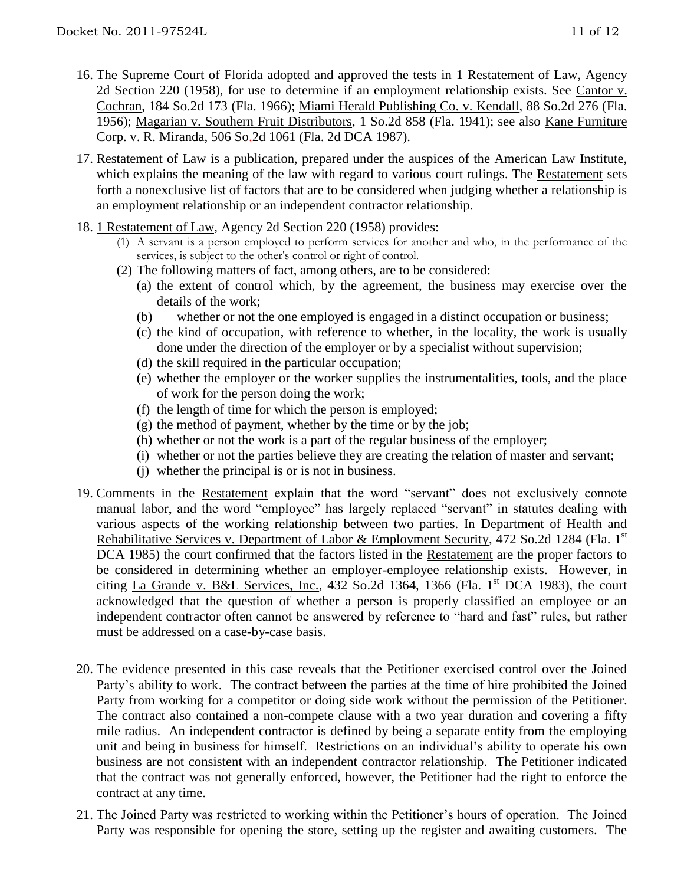16. The Supreme Court of Florida adopted and approved the tests in 1 Restatement of Law, Agency 2d Section 220 (1958), for use to determine if an employment relationship exists. See Cantor v. Cochran, 184 So.2d 173 (Fla. 1966); Miami Herald Publishing Co. v. Kendall, 88 So.2d 276 (Fla. 1956); Magarian v. Southern Fruit Distributors, 1 So.2d 858 (Fla. 1941); see also Kane Furniture Corp. v. R. Miranda, 506 So.2d 1061 (Fla. 2d DCA 1987).

17. Restatement of Law is a publication, prepared under the auspices of the American Law Institute, which explains the meaning of the law with regard to various court rulings. The Restatement sets forth a nonexclusive list of factors that are to be considered when judging whether a relationship is an employment relationship or an independent contractor relationship.

18. 1 Restatement of Law, Agency 2d Section 220 (1958) provides:
    (1) A servant is a person employed to perform services for another and who, in the performance of the services, is subject to the other's control or right of control.
    (2) The following matters of fact, among others, are to be considered:
        (a) the extent of control which, by the agreement, the business may exercise over the details of the work;
        (b) whether or not the one employed is engaged in a distinct occupation or business;
        (c) the kind of occupation, with reference to whether, in the locality, the work is usually done under the direction of the employer or by a specialist without supervision;
        (d) the skill required in the particular occupation;
        (e) whether the employer or the worker supplies the instrumentalities, tools, and the place of work for the person doing the work;
        (f) the length of time for which the person is employed;
        (g) the method of payment, whether by the time or by the job;
        (h) whether or not the work is a part of the regular business of the employer;
        (i) whether or not the parties believe they are creating the relation of master and servant;
        (j) whether the principal is or is not in business.

19. Comments in the Restatement explain that the word "servant" does not exclusively connote manual labor, and the word "employee" has largely replaced "servant" in statutes dealing with various aspects of the working relationship between two parties. In Department of Health and Rehabilitative Services v. Department of Labor & Employment Security, 472 So.2d 1284 (Fla. 1st DCA 1985) the court confirmed that the factors listed in the Restatement are the proper factors to be considered in determining whether an employer-employee relationship exists. However, in citing La Grande v. B&L Services, Inc., 432 So.2d 1364, 1366 (Fla. 1st DCA 1983), the court acknowledged that the question of whether a person is properly classified an employee or an independent contractor often cannot be answered by reference to "hard and fast" rules, but rather must be addressed on a case-by-case basis.

20. The evidence presented in this case reveals that the Petitioner exercised control over the Joined Party's ability to work. The contract between the parties at the time of hire prohibited the Joined Party from working for a competitor or doing side work without the permission of the Petitioner. The contract also contained a non-compete clause with a two year duration and covering a fifty mile radius. An independent contractor is defined by being a separate entity from the employing unit and being in business for himself. Restrictions on an individual's ability to operate his own business are not consistent with an independent contractor relationship. The Petitioner indicated that the contract was not generally enforced, however, the Petitioner had the right to enforce the contract at any time.

21. The Joined Party was restricted to working within the Petitioner's hours of operation. The Joined Party was responsible for opening the store, setting up the register and awaiting customers. The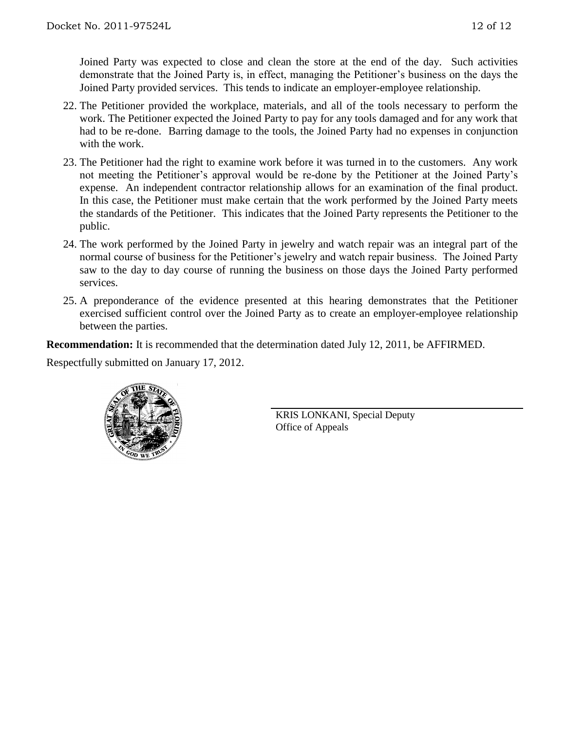Joined Party was expected to close and clean the store at the end of the day. Such activities demonstrate that the Joined Party is, in effect, managing the Petitioner's business on the days the Joined Party provided services. This tends to indicate an employer-employee relationship.

22. The Petitioner provided the workplace, materials, and all of the tools necessary to perform the work. The Petitioner expected the Joined Party to pay for any tools damaged and for any work that had to be re-done. Barring damage to the tools, the Joined Party had no expenses in conjunction with the work.
23. The Petitioner had the right to examine work before it was turned in to the customers. Any work not meeting the Petitioner's approval would be re-done by the Petitioner at the Joined Party's expense. An independent contractor relationship allows for an examination of the final product. In this case, the Petitioner must make certain that the work performed by the Joined Party meets the standards of the Petitioner. This indicates that the Joined Party represents the Petitioner to the public.
24. The work performed by the Joined Party in jewelry and watch repair was an integral part of the normal course of business for the Petitioner's jewelry and watch repair business. The Joined Party saw to the day to day course of running the business on those days the Joined Party performed services.
25. A preponderance of the evidence presented at this hearing demonstrates that the Petitioner exercised sufficient control over the Joined Party as to create an employer-employee relationship between the parties.

**Recommendation:** It is recommended that the determination dated July 12, 2011, be AFFIRMED.

Respectfully submitted on January 17, 2012.

KRIS LONKANI, Special Deputy
Office of Appeals